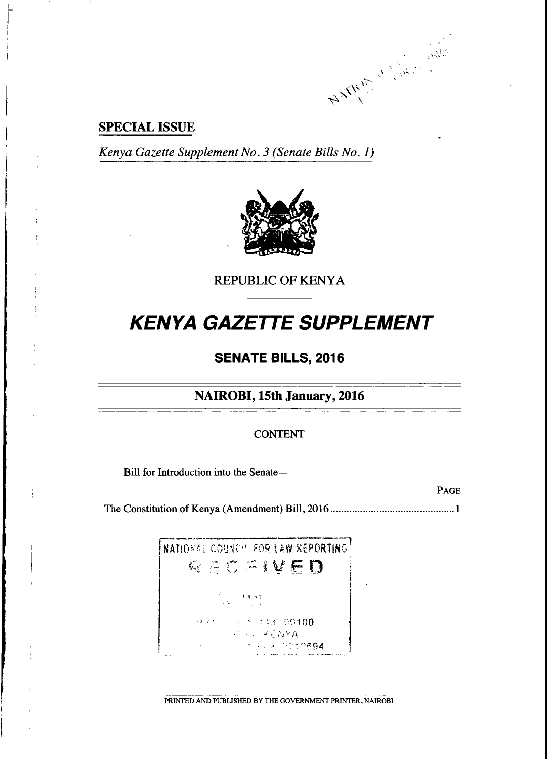**SPECIAL ISSUE**

*Kenya Gazette Supplement No. 3 (Senate Bills No. 1)*

REPUBLIC OF KENYA

# *KENYA GAZETTE SUPPLEMENT*

## SENATE BILLS, 2016

## NAIROBI, 15th January, 2016

CONTENT

Bill for Introduction into the Senate—

| | PAGE |
|---|---|
| The Constitution of Kenya (Amendment) Bill, 2016 | 1 |

NATIONAL COUNCIL FOR LAW REPORTING
RECEIVED

PRINTED AND PUBLISHED BY THE GOVERNMENT PRINTER, NAIROBI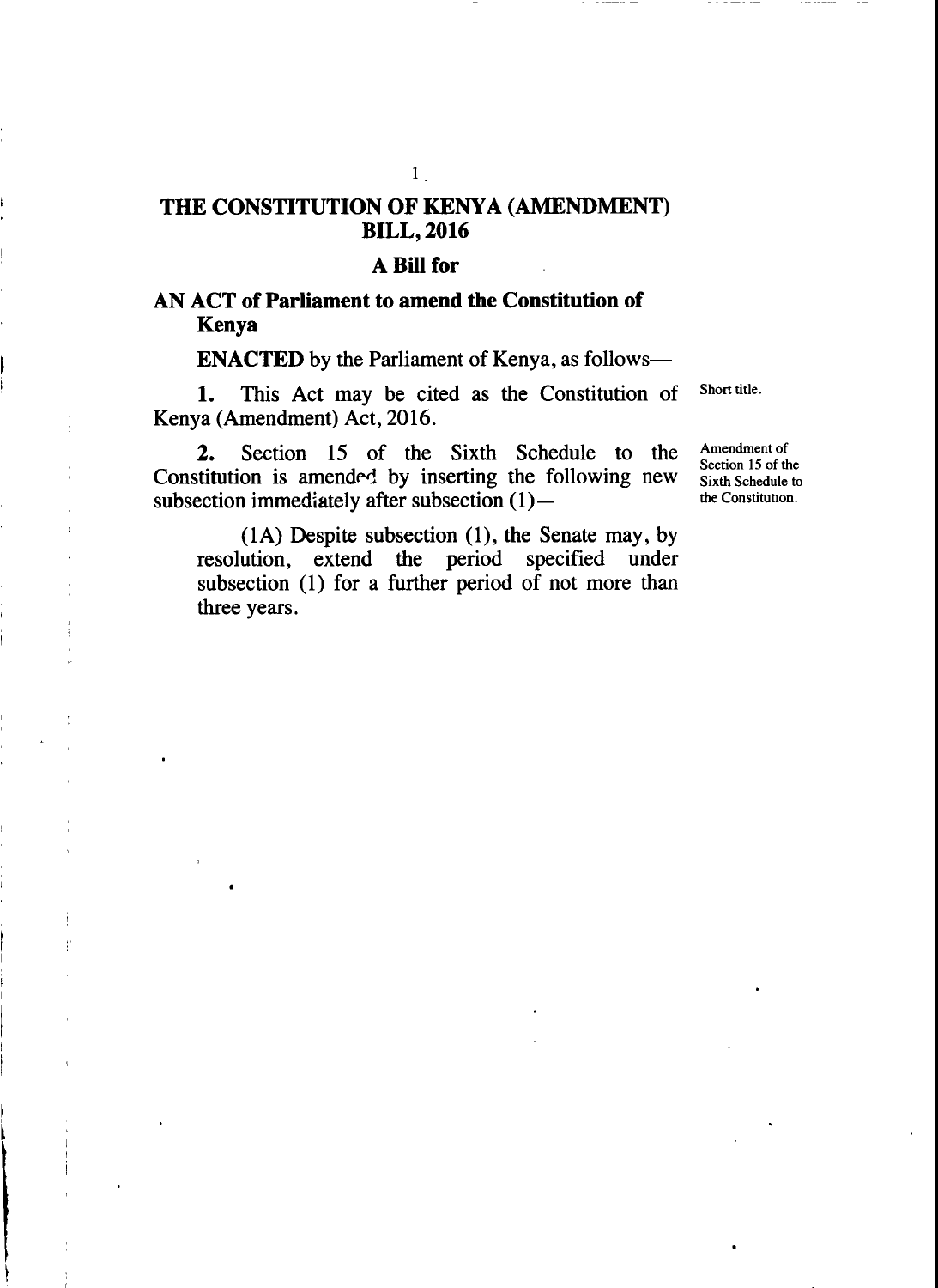# THE CONSTITUTION OF KENYA (AMENDMENT) BILL, 2016

## A Bill for

**AN ACT of Parliament to amend the Constitution of Kenya**

**ENACTED** by the Parliament of Kenya, as follows—

Short title.

**1.** This Act may be cited as the Constitution of Kenya (Amendment) Act, 2016.

Amendment of Section 15 of the Sixth Schedule to the Constitution.

**2.** Section 15 of the Sixth Schedule to the Constitution is amended by inserting the following new subsection immediately after subsection (1)—

> (1A) Despite subsection (1), the Senate may, by resolution, extend the period specified under subsection (1) for a further period of not more than three years.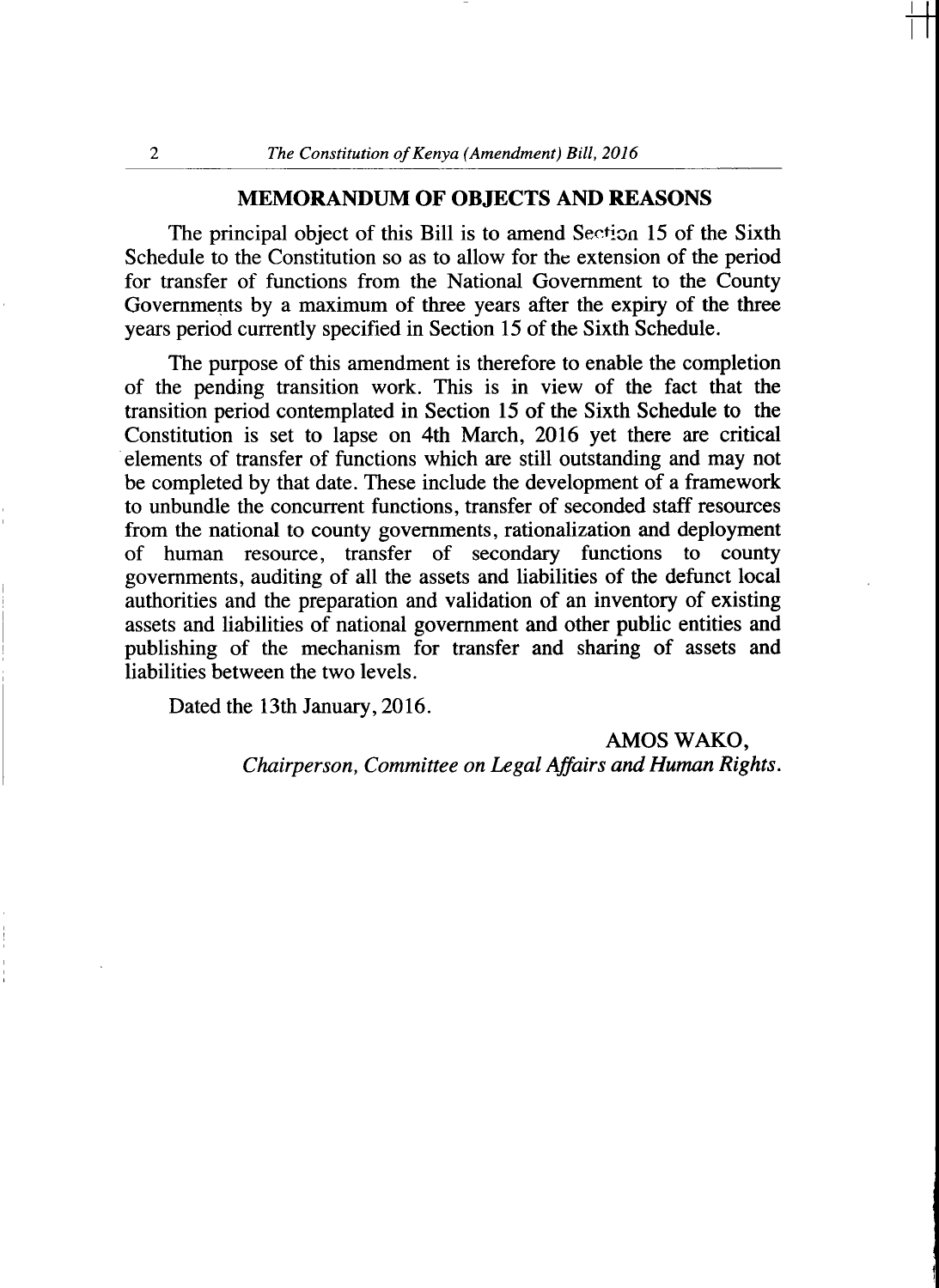## MEMORANDUM OF OBJECTS AND REASONS

The principal object of this Bill is to amend Section 15 of the Sixth Schedule to the Constitution so as to allow for the extension of the period for transfer of functions from the National Government to the County Governments by a maximum of three years after the expiry of the three years period currently specified in Section 15 of the Sixth Schedule.

The purpose of this amendment is therefore to enable the completion of the pending transition work. This is in view of the fact that the transition period contemplated in Section 15 of the Sixth Schedule to the Constitution is set to lapse on 4th March, 2016 yet there are critical elements of transfer of functions which are still outstanding and may not be completed by that date. These include the development of a framework to unbundle the concurrent functions, transfer of seconded staff resources from the national to county governments, rationalization and deployment of human resource, transfer of secondary functions to county governments, auditing of all the assets and liabilities of the defunct local authorities and the preparation and validation of an inventory of existing assets and liabilities of national government and other public entities and publishing of the mechanism for transfer and sharing of assets and liabilities between the two levels.

Dated the 13th January, 2016.

AMOS WAKO,
*Chairperson, Committee on Legal Affairs and Human Rights.*